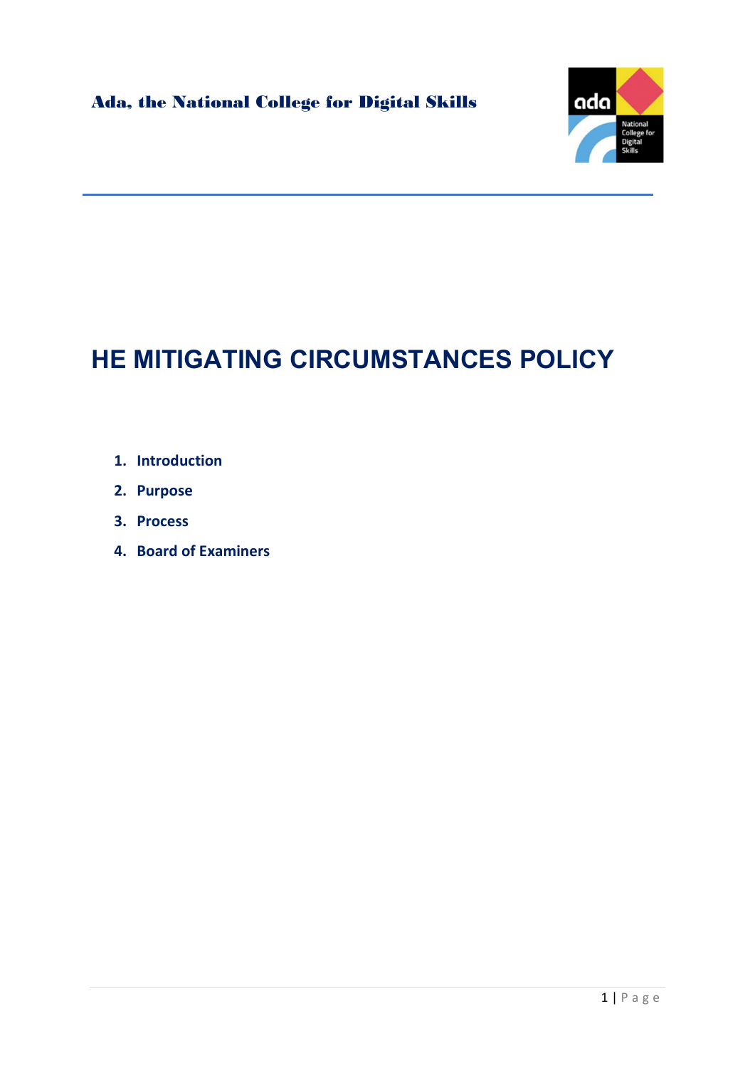Ada, the National College for Digital Skills

# HE MITIGATING CIRCUMSTANCES POLICY

1. **Introduction**
2. **Purpose**
3. **Process**
4. **Board of Examiners**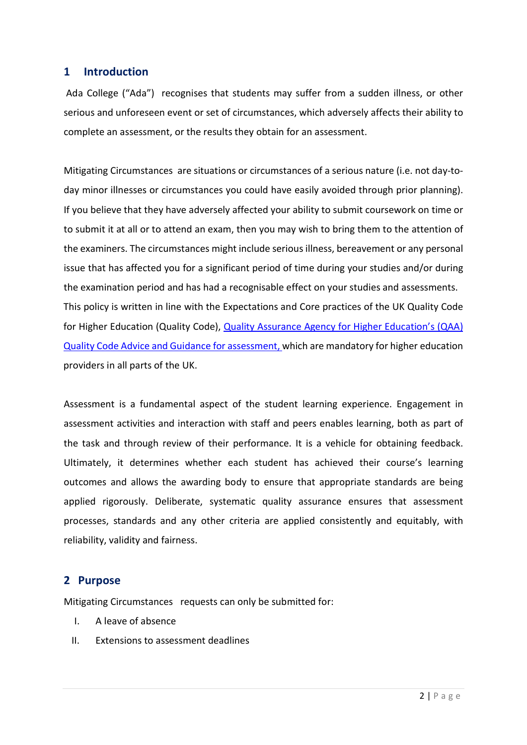## 1 Introduction

Ada College ("Ada") recognises that students may suffer from a sudden illness, or other serious and unforeseen event or set of circumstances, which adversely affects their ability to complete an assessment, or the results they obtain for an assessment.

Mitigating Circumstances are situations or circumstances of a serious nature (i.e. not day-to-day minor illnesses or circumstances you could have easily avoided through prior planning). If you believe that they have adversely affected your ability to submit coursework on time or to submit it at all or to attend an exam, then you may wish to bring them to the attention of the examiners. The circumstances might include serious illness, bereavement or any personal issue that has affected you for a significant period of time during your studies and/or during the examination period and has had a recognisable effect on your studies and assessments. This policy is written in line with the Expectations and Core practices of the UK Quality Code for Higher Education (Quality Code), Quality Assurance Agency for Higher Education's (QAA) Quality Code Advice and Guidance for assessment, which are mandatory for higher education providers in all parts of the UK.

Assessment is a fundamental aspect of the student learning experience. Engagement in assessment activities and interaction with staff and peers enables learning, both as part of the task and through review of their performance. It is a vehicle for obtaining feedback. Ultimately, it determines whether each student has achieved their course's learning outcomes and allows the awarding body to ensure that appropriate standards are being applied rigorously. Deliberate, systematic quality assurance ensures that assessment processes, standards and any other criteria are applied consistently and equitably, with reliability, validity and fairness.

## 2 Purpose

Mitigating Circumstances requests can only be submitted for:

I. A leave of absence
II. Extensions to assessment deadlines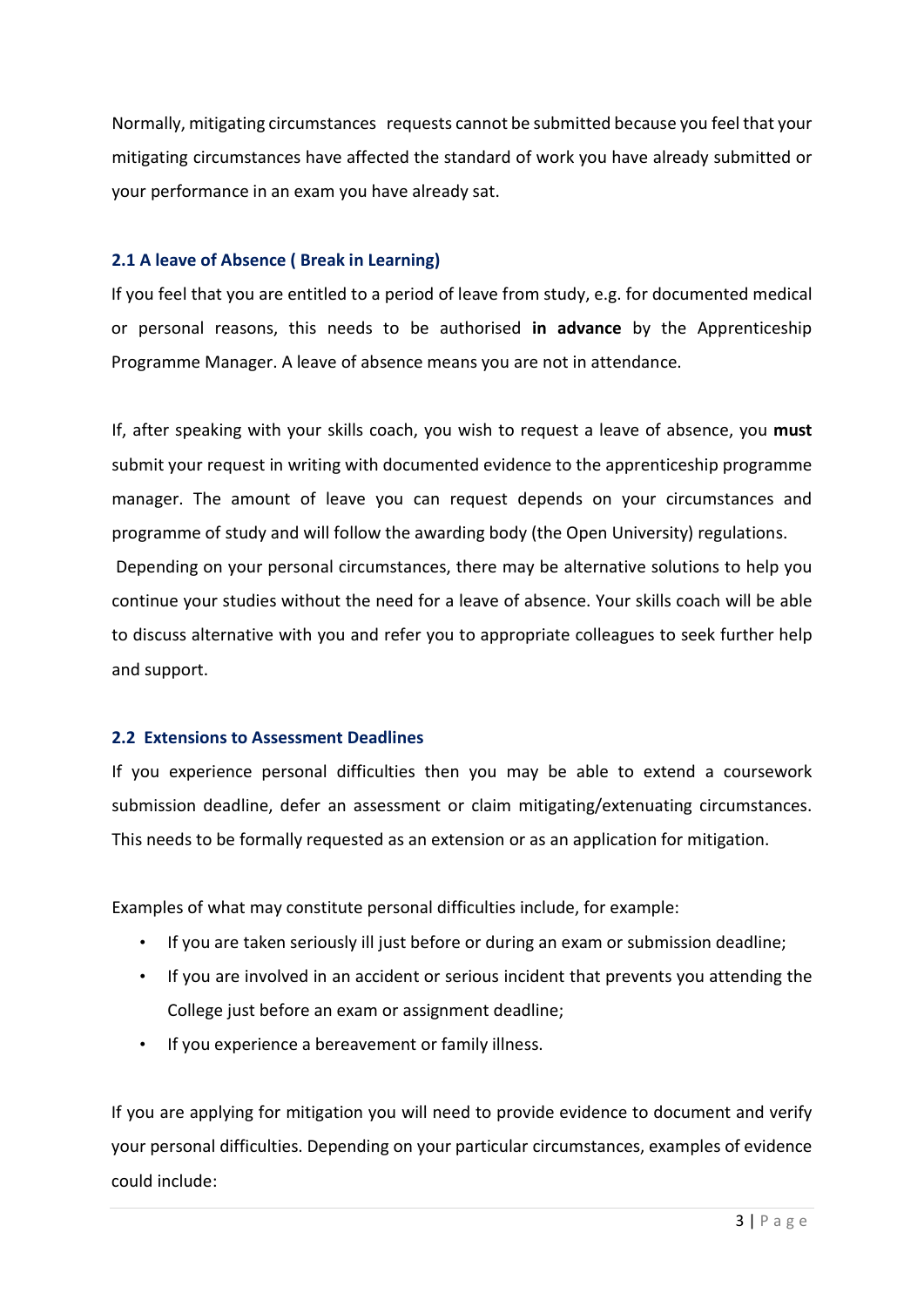Normally, mitigating circumstances requests cannot be submitted because you feel that your mitigating circumstances have affected the standard of work you have already submitted or your performance in an exam you have already sat.

### 2.1 A leave of Absence ( Break in Learning)

If you feel that you are entitled to a period of leave from study, e.g. for documented medical or personal reasons, this needs to be authorised **in advance** by the Apprenticeship Programme Manager. A leave of absence means you are not in attendance.

If, after speaking with your skills coach, you wish to request a leave of absence, you **must** submit your request in writing with documented evidence to the apprenticeship programme manager. The amount of leave you can request depends on your circumstances and programme of study and will follow the awarding body (the Open University) regulations.
Depending on your personal circumstances, there may be alternative solutions to help you continue your studies without the need for a leave of absence. Your skills coach will be able to discuss alternative with you and refer you to appropriate colleagues to seek further help and support.

### 2.2 Extensions to Assessment Deadlines

If you experience personal difficulties then you may be able to extend a coursework submission deadline, defer an assessment or claim mitigating/extenuating circumstances. This needs to be formally requested as an extension or as an application for mitigation.

Examples of what may constitute personal difficulties include, for example:

- If you are taken seriously ill just before or during an exam or submission deadline;
- If you are involved in an accident or serious incident that prevents you attending the College just before an exam or assignment deadline;
- If you experience a bereavement or family illness.

If you are applying for mitigation you will need to provide evidence to document and verify your personal difficulties. Depending on your particular circumstances, examples of evidence could include: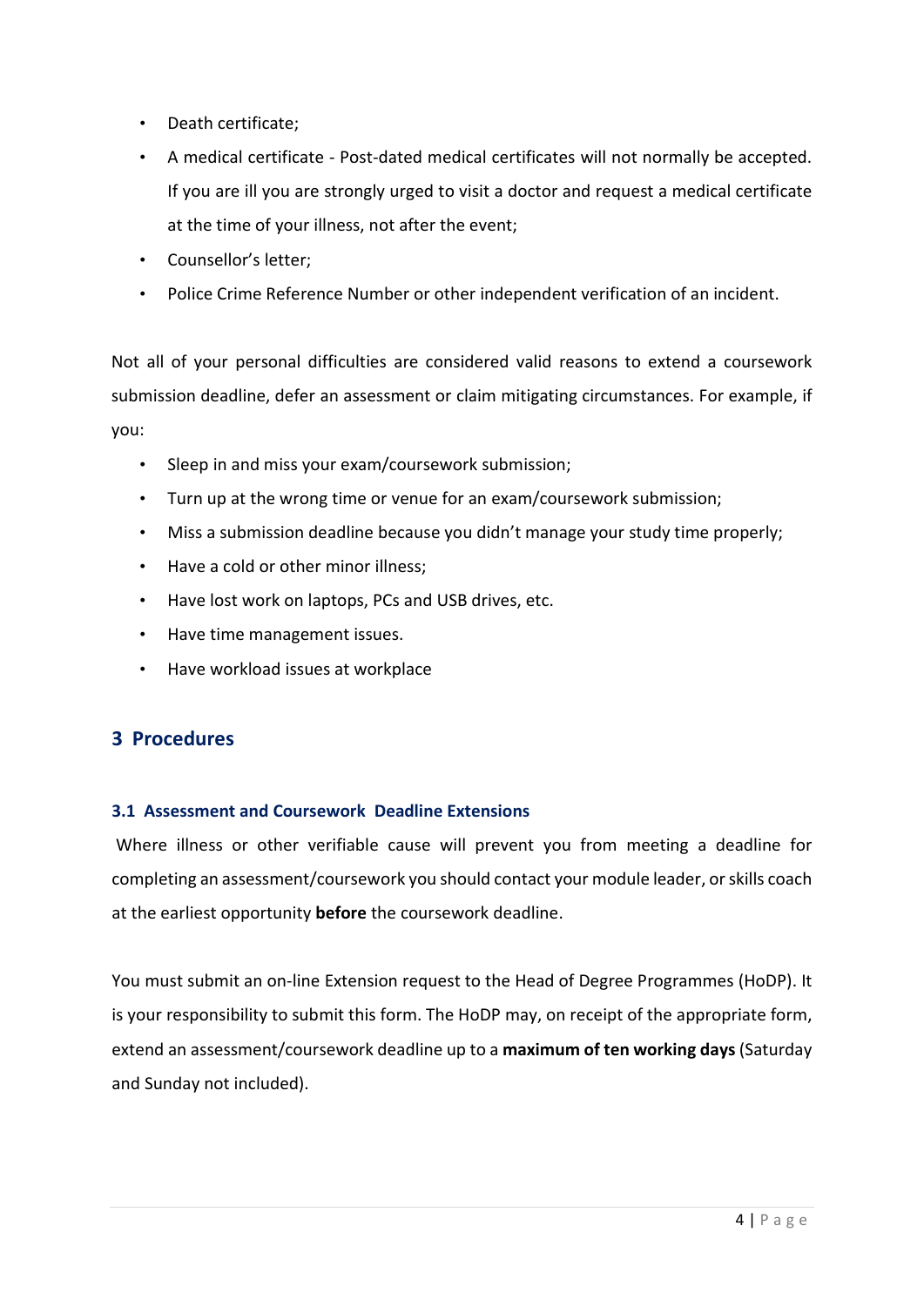- Death certificate;
- A medical certificate - Post-dated medical certificates will not normally be accepted. If you are ill you are strongly urged to visit a doctor and request a medical certificate at the time of your illness, not after the event;
- Counsellor's letter;
- Police Crime Reference Number or other independent verification of an incident.

Not all of your personal difficulties are considered valid reasons to extend a coursework submission deadline, defer an assessment or claim mitigating circumstances. For example, if you:

- Sleep in and miss your exam/coursework submission;
- Turn up at the wrong time or venue for an exam/coursework submission;
- Miss a submission deadline because you didn't manage your study time properly;
- Have a cold or other minor illness;
- Have lost work on laptops, PCs and USB drives, etc.
- Have time management issues.
- Have workload issues at workplace

## 3 Procedures

### 3.1 Assessment and Coursework Deadline Extensions

Where illness or other verifiable cause will prevent you from meeting a deadline for completing an assessment/coursework you should contact your module leader, or skills coach at the earliest opportunity **before** the coursework deadline.

You must submit an on-line Extension request to the Head of Degree Programmes (HoDP). It is your responsibility to submit this form. The HoDP may, on receipt of the appropriate form, extend an assessment/coursework deadline up to a **maximum of ten working days** (Saturday and Sunday not included).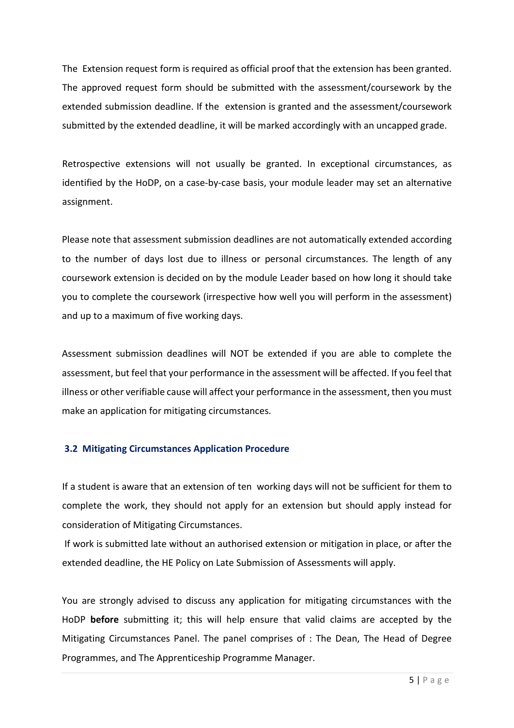The Extension request form is required as official proof that the extension has been granted. The approved request form should be submitted with the assessment/coursework by the extended submission deadline. If the extension is granted and the assessment/coursework submitted by the extended deadline, it will be marked accordingly with an uncapped grade.

Retrospective extensions will not usually be granted. In exceptional circumstances, as identified by the HoDP, on a case-by-case basis, your module leader may set an alternative assignment.

Please note that assessment submission deadlines are not automatically extended according to the number of days lost due to illness or personal circumstances. The length of any coursework extension is decided on by the module Leader based on how long it should take you to complete the coursework (irrespective how well you will perform in the assessment) and up to a maximum of five working days.

Assessment submission deadlines will NOT be extended if you are able to complete the assessment, but feel that your performance in the assessment will be affected. If you feel that illness or other verifiable cause will affect your performance in the assessment, then you must make an application for mitigating circumstances.

### 3.2 Mitigating Circumstances Application Procedure

If a student is aware that an extension of ten working days will not be sufficient for them to complete the work, they should not apply for an extension but should apply instead for consideration of Mitigating Circumstances.

If work is submitted late without an authorised extension or mitigation in place, or after the extended deadline, the HE Policy on Late Submission of Assessments will apply.

You are strongly advised to discuss any application for mitigating circumstances with the HoDP **before** submitting it; this will help ensure that valid claims are accepted by the Mitigating Circumstances Panel. The panel comprises of : The Dean, The Head of Degree Programmes, and The Apprenticeship Programme Manager.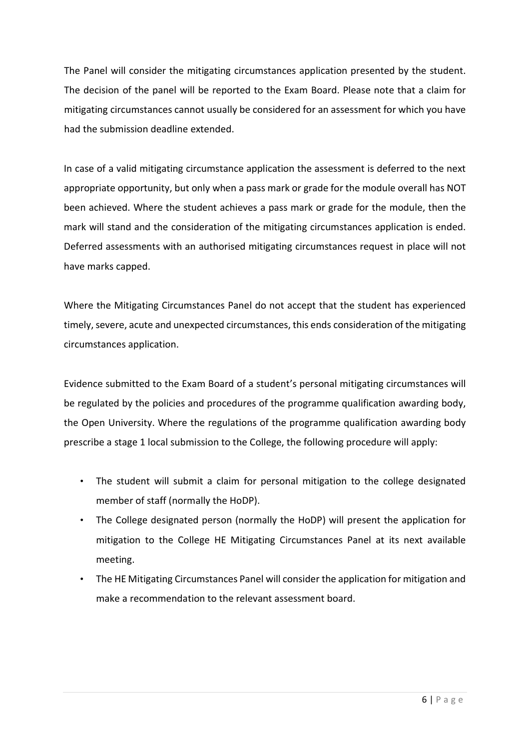The Panel will consider the mitigating circumstances application presented by the student. The decision of the panel will be reported to the Exam Board. Please note that a claim for mitigating circumstances cannot usually be considered for an assessment for which you have had the submission deadline extended.

In case of a valid mitigating circumstance application the assessment is deferred to the next appropriate opportunity, but only when a pass mark or grade for the module overall has NOT been achieved. Where the student achieves a pass mark or grade for the module, then the mark will stand and the consideration of the mitigating circumstances application is ended. Deferred assessments with an authorised mitigating circumstances request in place will not have marks capped.

Where the Mitigating Circumstances Panel do not accept that the student has experienced timely, severe, acute and unexpected circumstances, this ends consideration of the mitigating circumstances application.

Evidence submitted to the Exam Board of a student's personal mitigating circumstances will be regulated by the policies and procedures of the programme qualification awarding body, the Open University. Where the regulations of the programme qualification awarding body prescribe a stage 1 local submission to the College, the following procedure will apply:

- The student will submit a claim for personal mitigation to the college designated member of staff (normally the HoDP).
- The College designated person (normally the HoDP) will present the application for mitigation to the College HE Mitigating Circumstances Panel at its next available meeting.
- The HE Mitigating Circumstances Panel will consider the application for mitigation and make a recommendation to the relevant assessment board.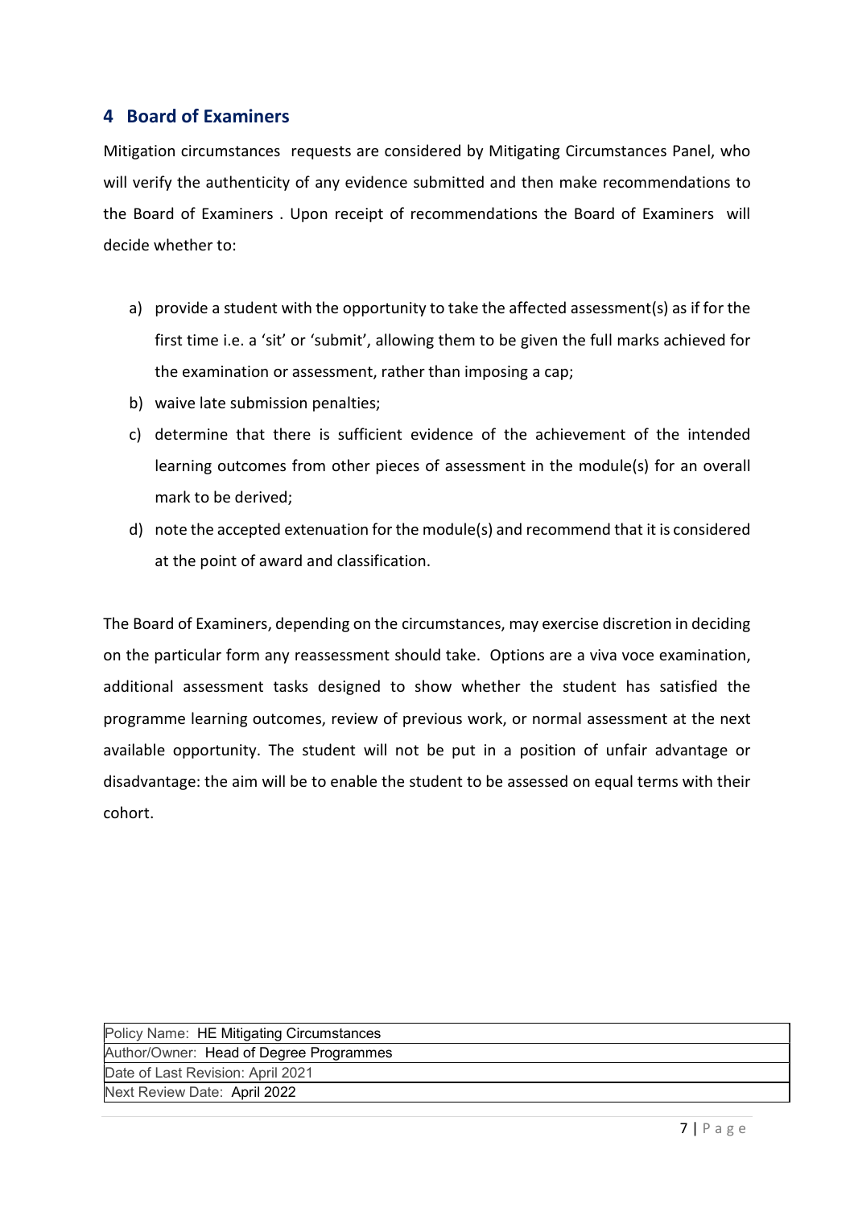## 4 Board of Examiners

Mitigation circumstances requests are considered by Mitigating Circumstances Panel, who will verify the authenticity of any evidence submitted and then make recommendations to the Board of Examiners . Upon receipt of recommendations the Board of Examiners will decide whether to:

a) provide a student with the opportunity to take the affected assessment(s) as if for the first time i.e. a 'sit' or 'submit', allowing them to be given the full marks achieved for the examination or assessment, rather than imposing a cap;
b) waive late submission penalties;
c) determine that there is sufficient evidence of the achievement of the intended learning outcomes from other pieces of assessment in the module(s) for an overall mark to be derived;
d) note the accepted extenuation for the module(s) and recommend that it is considered at the point of award and classification.

The Board of Examiners, depending on the circumstances, may exercise discretion in deciding on the particular form any reassessment should take. Options are a viva voce examination, additional assessment tasks designed to show whether the student has satisfied the programme learning outcomes, review of previous work, or normal assessment at the next available opportunity. The student will not be put in a position of unfair advantage or disadvantage: the aim will be to enable the student to be assessed on equal terms with their cohort.